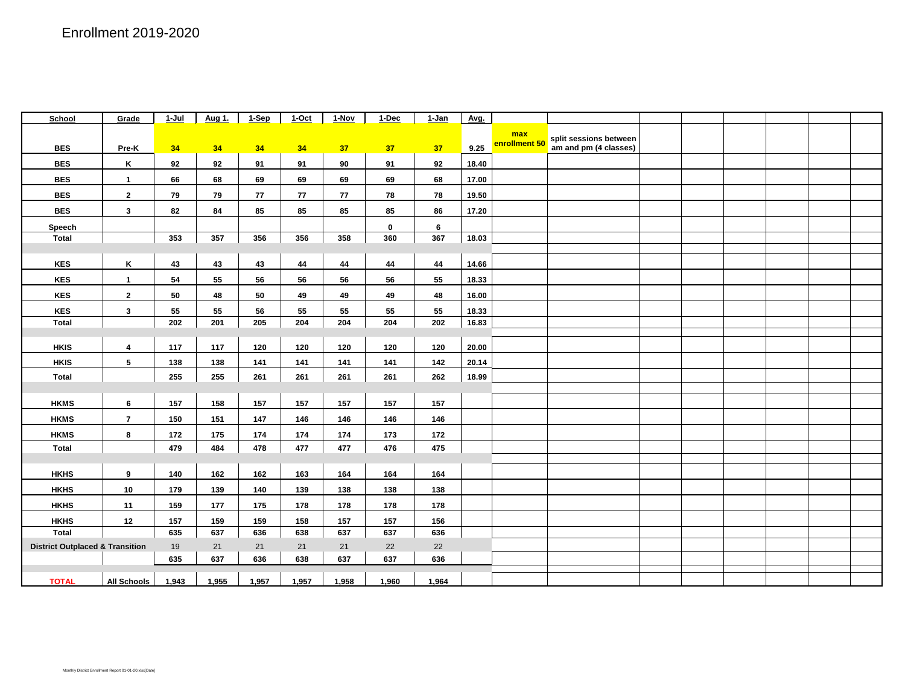# Enrollment 2019-2020

| School | Grade | 1-Jul | Aug 1. | 1-Sep | 1-Oct | 1-Nov | 1-Dec | 1-Jan | Avg. | | | | | | | | |
|---|---|---|---|---|---|---|---|---|---|---|---|---|---|---|---|---|---|
| BES | Pre-K | 34 | 34 | 34 | 34 | 37 | 37 | 37 | 9.25 | max enrollment 50 | split sessions between am and pm (4 classes) | | | | | | |
| BES | K | 92 | 92 | 91 | 91 | 90 | 91 | 92 | 18.40 | | | | | | | | |
| BES | 1 | 66 | 68 | 69 | 69 | 69 | 69 | 68 | 17.00 | | | | | | | | |
| BES | 2 | 79 | 79 | 77 | 77 | 77 | 78 | 78 | 19.50 | | | | | | | | |
| BES | 3 | 82 | 84 | 85 | 85 | 85 | 85 | 86 | 17.20 | | | | | | | | |
| Speech | | | | | | | 0 | 6 | | | | | | | | | |
| Total | | 353 | 357 | 356 | 356 | 358 | 360 | 367 | 18.03 | | | | | | | | |
| | | | | | | | | | | | | | | | | | |
| KES | K | 43 | 43 | 43 | 44 | 44 | 44 | 44 | 14.66 | | | | | | | | |
| KES | 1 | 54 | 55 | 56 | 56 | 56 | 56 | 55 | 18.33 | | | | | | | | |
| KES | 2 | 50 | 48 | 50 | 49 | 49 | 49 | 48 | 16.00 | | | | | | | | |
| KES | 3 | 55 | 55 | 56 | 55 | 55 | 55 | 55 | 18.33 | | | | | | | | |
| Total | | 202 | 201 | 205 | 204 | 204 | 204 | 202 | 16.83 | | | | | | | | |
| | | | | | | | | | | | | | | | | | |
| HKIS | 4 | 117 | 117 | 120 | 120 | 120 | 120 | 120 | 20.00 | | | | | | | | |
| HKIS | 5 | 138 | 138 | 141 | 141 | 141 | 141 | 142 | 20.14 | | | | | | | | |
| Total | | 255 | 255 | 261 | 261 | 261 | 261 | 262 | 18.99 | | | | | | | | |
| | | | | | | | | | | | | | | | | | |
| HKMS | 6 | 157 | 158 | 157 | 157 | 157 | 157 | 157 | | | | | | | | | |
| HKMS | 7 | 150 | 151 | 147 | 146 | 146 | 146 | 146 | | | | | | | | | |
| HKMS | 8 | 172 | 175 | 174 | 174 | 174 | 173 | 172 | | | | | | | | | |
| Total | | 479 | 484 | 478 | 477 | 477 | 476 | 475 | | | | | | | | | |
| | | | | | | | | | | | | | | | | | |
| HKHS | 9 | 140 | 162 | 162 | 163 | 164 | 164 | 164 | | | | | | | | | |
| HKHS | 10 | 179 | 139 | 140 | 139 | 138 | 138 | 138 | | | | | | | | | |
| HKHS | 11 | 159 | 177 | 175 | 178 | 178 | 178 | 178 | | | | | | | | | |
| HKHS | 12 | 157 | 159 | 159 | 158 | 157 | 157 | 156 | | | | | | | | | |
| Total | | 635 | 637 | 636 | 638 | 637 | 637 | 636 | | | | | | | | | |
| District Outplaced & Transition | | 19 | 21 | 21 | 21 | 21 | 22 | 22 | | | | | | | | | |
| | | 635 | 637 | 636 | 638 | 637 | 637 | 636 | | | | | | | | | |
| | | | | | | | | | | | | | | | | | |
| TOTAL | All Schools | 1,943 | 1,955 | 1,957 | 1,957 | 1,958 | 1,960 | 1,964 | | | | | | | | | |

Monthly District Enrollment Report 01-01-20.xlsx[Date]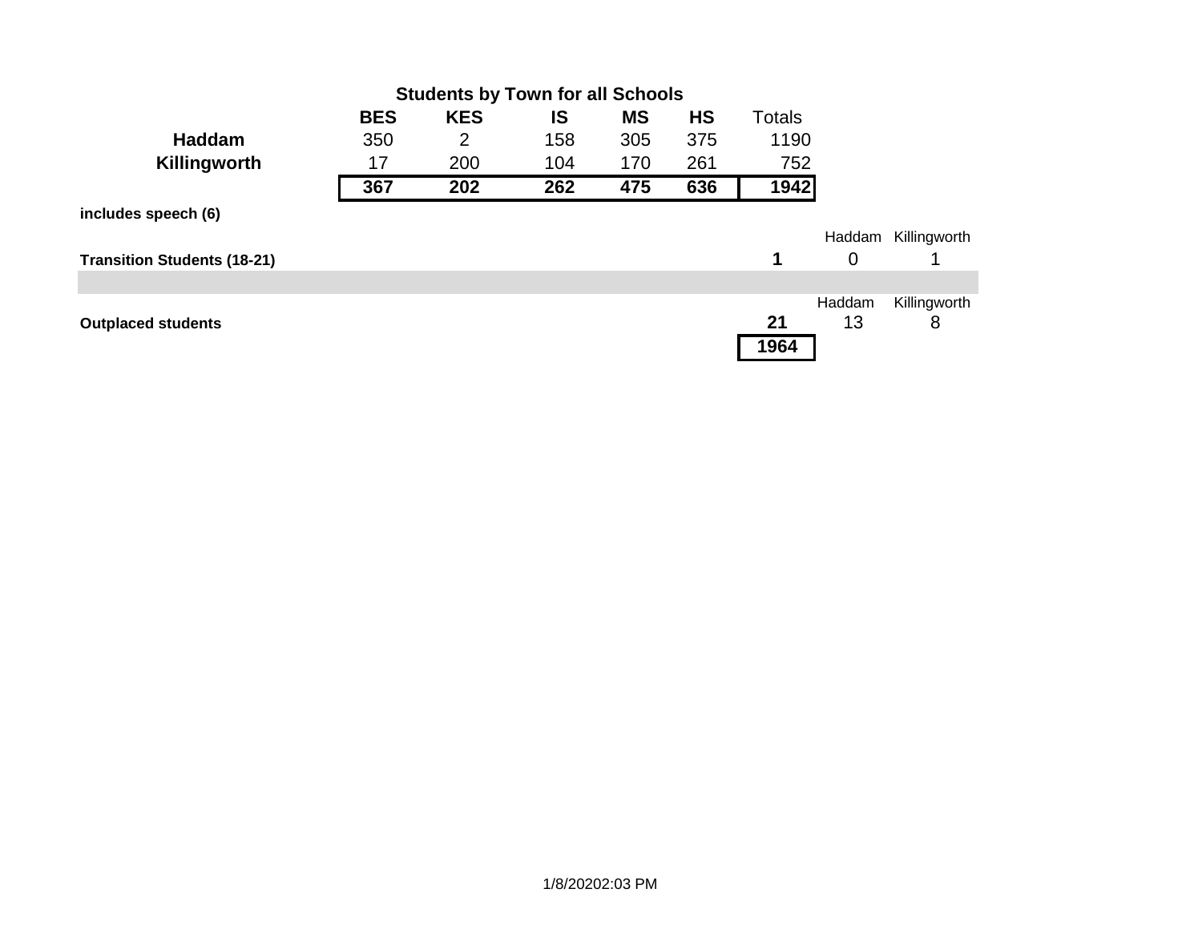## Students by Town for all Schools

| | BES | KES | IS | MS | HS | Totals |
|---|---|---|---|---|---|---|
| **Haddam** | 350 | 2 | 158 | 305 | 375 | 1190 |
| **Killingworth** | 17 | 200 | 104 | 170 | 261 | 752 |
| | **367** | **202** | **262** | **475** | **636** | **1942** |

**includes speech (6)**

| | Total | Haddam | Killingworth |
|---|---|---|---|
| **Transition Students (18-21)** | **1** | 0 | 1 |

| | Total | Haddam | Killingworth |
|---|---|---|---|
| **Outplaced students** | **21** | 13 | 8 |
| | **1964** | | |

1/8/20202:03 PM